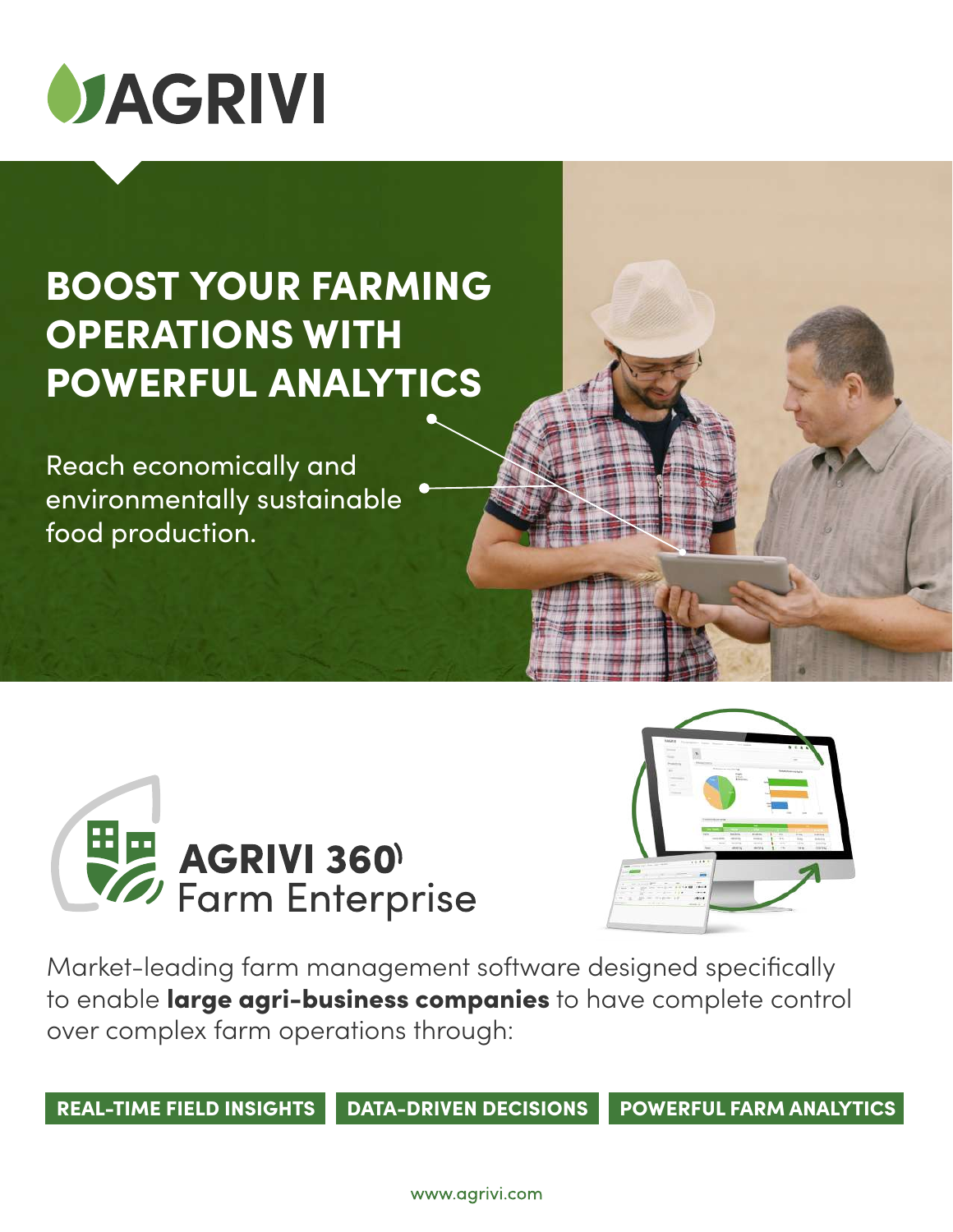# AGRIVI

## BOOST YOUR FARMING OPERATIONS WITH POWERFUL ANALYTICS

Reach economically and environmentally sustainable food production.

**AGRIVI 360**
Farm Enterprise

Market-leading farm management software designed specifically to enable **large agri-business companies** to have complete control over complex farm operations through:

**REAL-TIME FIELD INSIGHTS** | **DATA-DRIVEN DECISIONS** | **POWERFUL FARM ANALYTICS**

www.agrivi.com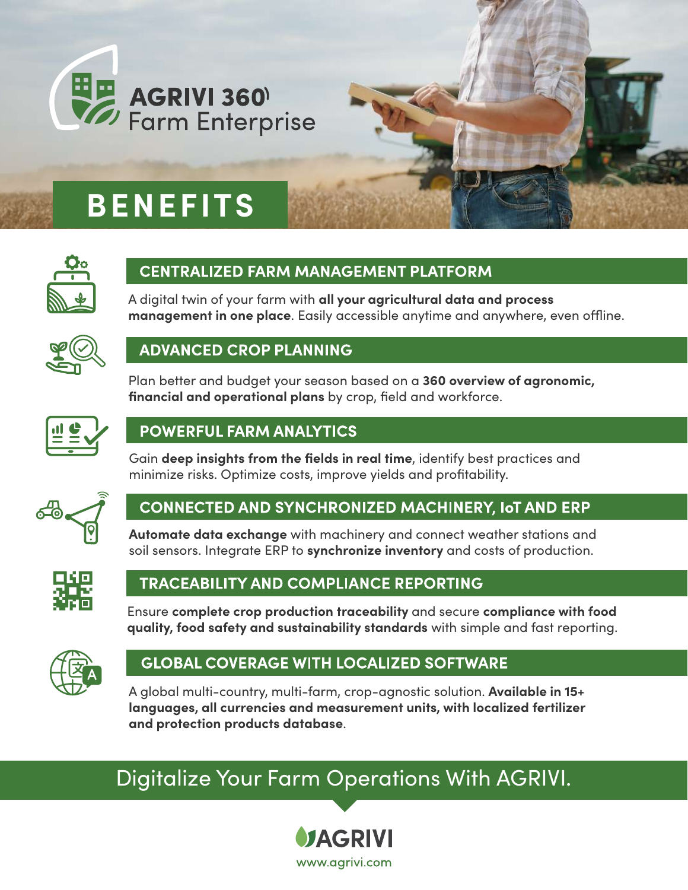# AGRIVI 360 Farm Enterprise

## BENEFITS

### CENTRALIZED FARM MANAGEMENT PLATFORM

A digital twin of your farm with **all your agricultural data and process management in one place**. Easily accessible anytime and anywhere, even offline.

### ADVANCED CROP PLANNING

Plan better and budget your season based on a **360 overview of agronomic, financial and operational plans** by crop, field and workforce.

### POWERFUL FARM ANALYTICS

Gain **deep insights from the fields in real time**, identify best practices and minimize risks. Optimize costs, improve yields and profitability.

### CONNECTED AND SYNCHRONIZED MACHINERY, IoT AND ERP

**Automate data exchange** with machinery and connect weather stations and soil sensors. Integrate ERP to **synchronize inventory** and costs of production.

### TRACEABILITY AND COMPLIANCE REPORTING

Ensure **complete crop production traceability** and secure **compliance with food quality, food safety and sustainability standards** with simple and fast reporting.

### GLOBAL COVERAGE WITH LOCALIZED SOFTWARE

A global multi-country, multi-farm, crop-agnostic solution. **Available in 15+ languages, all currencies and measurement units, with localized fertilizer and protection products database**.

## Digitalize Your Farm Operations With AGRIVI.

AGRIVI

www.agrivi.com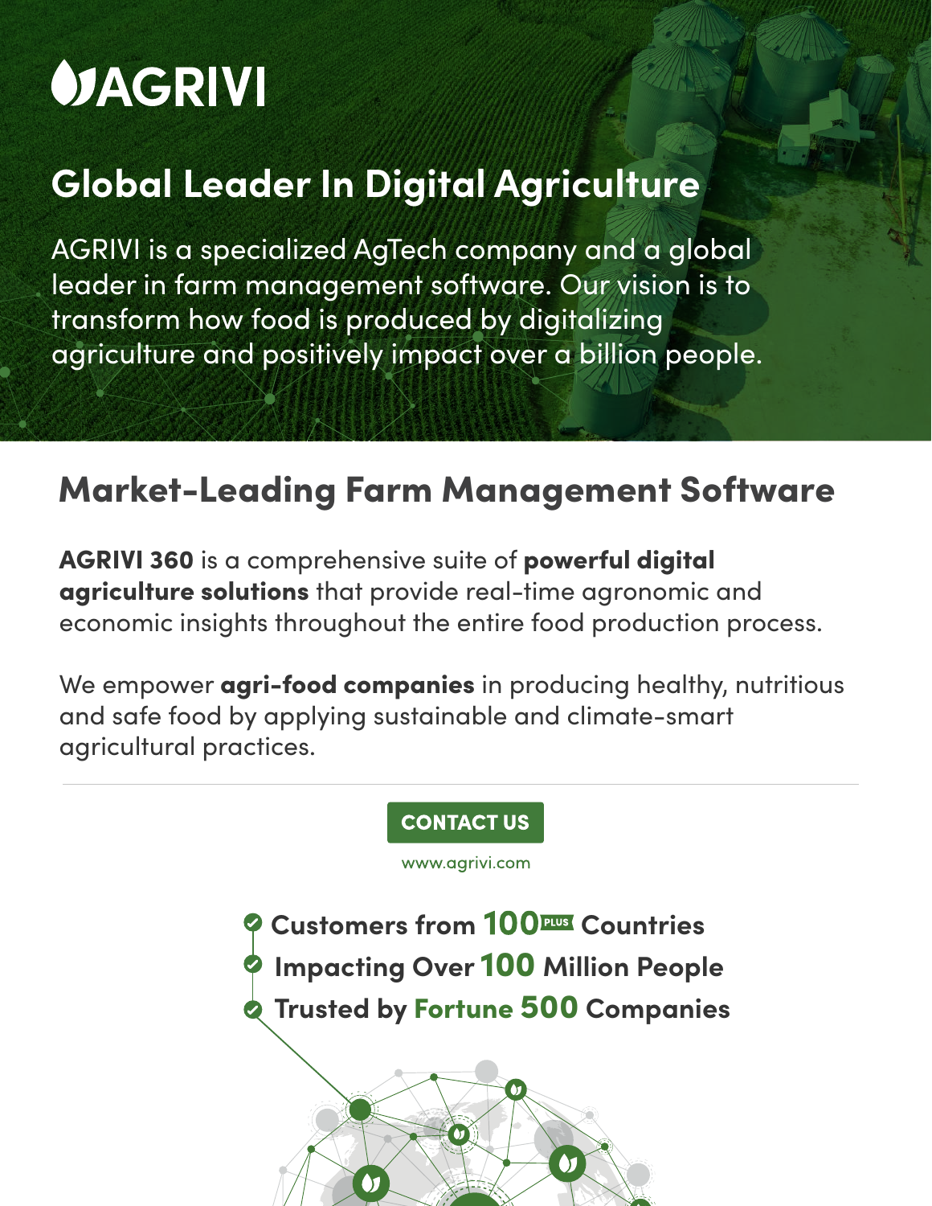# AGRIVI

## Global Leader In Digital Agriculture

AGRIVI is a specialized AgTech company and a global leader in farm management software. Our vision is to transform how food is produced by digitalizing agriculture and positively impact over a billion people.

## Market-Leading Farm Management Software

**AGRIVI 360** is a comprehensive suite of **powerful digital agriculture solutions** that provide real-time agronomic and economic insights throughout the entire food production process.

We empower **agri-food companies** in producing healthy, nutritious and safe food by applying sustainable and climate-smart agricultural practices.

---

**CONTACT US**

www.agrivi.com

- Customers from **100** PLUS Countries
- Impacting Over **100** Million People
- Trusted by **Fortune 500** Companies